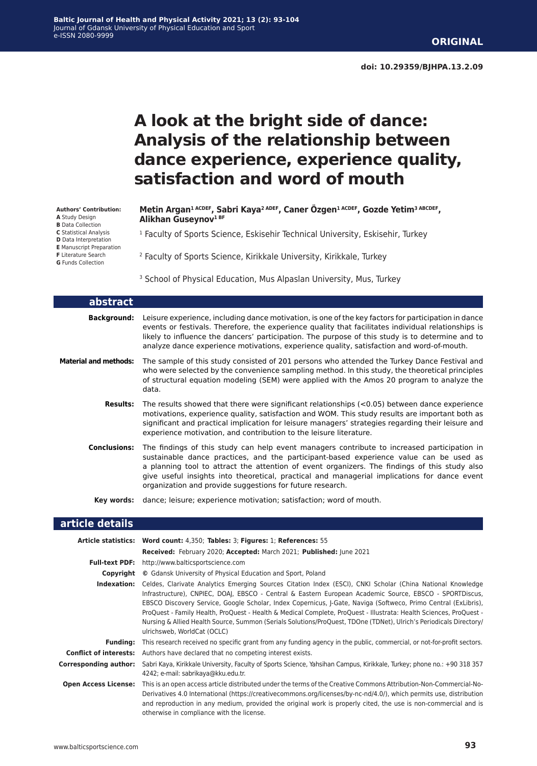ORIGINAL

doi: 10.29359/BJHPA.13.2.09

# A look at the bright side of dance: Analysis of the relationship between dance experience, experience quality, satisfaction and word of mouth

**Authors' Contribution:**
**A** Study Design
**B** Data Collection
**C** Statistical Analysis
**D** Data Interpretation
**E** Manuscript Preparation
**F** Literature Search
**G** Funds Collection

**Metin Argan[1 ACDEF], Sabri Kaya[2 ADEF], Caner Özgen[1 ACDEF], Gozde Yetim[3 ABCDEF], Alikhan Guseynov[1 BF]**

[1] Faculty of Sports Science, Eskisehir Technical University, Eskisehir, Turkey

[2] Faculty of Sports Science, Kirikkale University, Kirikkale, Turkey

[3] School of Physical Education, Mus Alpaslan University, Mus, Turkey

## abstract

**Background:** Leisure experience, including dance motivation, is one of the key factors for participation in dance events or festivals. Therefore, the experience quality that facilitates individual relationships is likely to influence the dancers' participation. The purpose of this study is to determine and to analyze dance experience motivations, experience quality, satisfaction and word-of-mouth.

**Material and methods:** The sample of this study consisted of 201 persons who attended the Turkey Dance Festival and who were selected by the convenience sampling method. In this study, the theoretical principles of structural equation modeling (SEM) were applied with the Amos 20 program to analyze the data.

**Results:** The results showed that there were significant relationships (<0.05) between dance experience motivations, experience quality, satisfaction and WOM. This study results are important both as significant and practical implication for leisure managers' strategies regarding their leisure and experience motivation, and contribution to the leisure literature.

**Conclusions:** The findings of this study can help event managers contribute to increased participation in sustainable dance practices, and the participant-based experience value can be used as a planning tool to attract the attention of event organizers. The findings of this study also give useful insights into theoretical, practical and managerial implications for dance event organization and provide suggestions for future research.

**Key words:** dance; leisure; experience motivation; satisfaction; word of mouth.

## article details

**Article statistics:** **Word count:** 4,350; **Tables:** 3; **Figures:** 1; **References:** 55

**Received:** February 2020; **Accepted:** March 2021; **Published:** June 2021

**Full-text PDF:** http://www.balticsportscience.com

**Copyright** © Gdansk University of Physical Education and Sport, Poland

**Indexation:** Celdes, Clarivate Analytics Emerging Sources Citation Index (ESCI), CNKI Scholar (China National Knowledge Infrastructure), CNPIEC, DOAJ, EBSCO - Central & Eastern European Academic Source, EBSCO - SPORTDiscus, EBSCO Discovery Service, Google Scholar, Index Copernicus, J-Gate, Naviga (Softweco, Primo Central (ExLibris), ProQuest - Family Health, ProQuest - Health & Medical Complete, ProQuest - Illustrata: Health Sciences, ProQuest - Nursing & Allied Health Source, Summon (Serials Solutions/ProQuest, TDOne (TDNet), Ulrich's Periodicals Directory/ulrichsweb, WorldCat (OCLC)

**Funding:** This research received no specific grant from any funding agency in the public, commercial, or not-for-profit sectors.

**Conflict of interests:** Authors have declared that no competing interest exists.

**Corresponding author:** Sabri Kaya, Kirikkale University, Faculty of Sports Science, Yahsihan Campus, Kirikkale, Turkey; phone no.: +90 318 357 4242; e-mail: sabrikaya@kku.edu.tr.

**Open Access License:** This is an open access article distributed under the terms of the Creative Commons Attribution-Non-Commercial-No-Derivatives 4.0 International (https://creativecommons.org/licenses/by-nc-nd/4.0/), which permits use, distribution and reproduction in any medium, provided the original work is properly cited, the use is non-commercial and is otherwise in compliance with the license.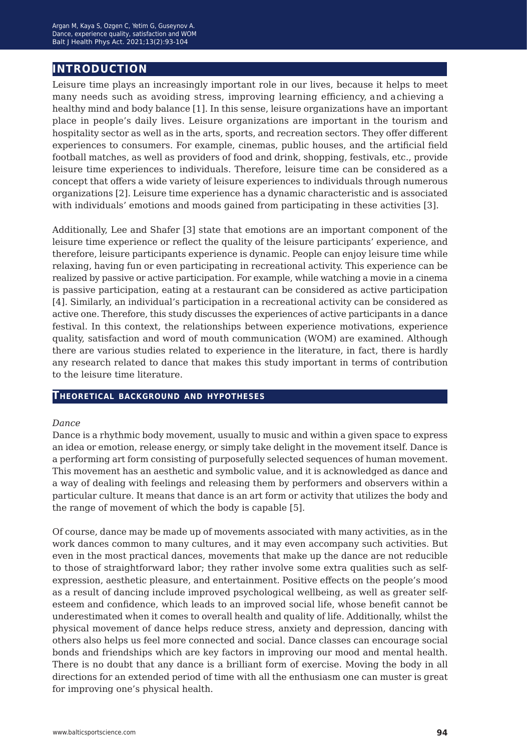## Introduction

Leisure time plays an increasingly important role in our lives, because it helps to meet many needs such as avoiding stress, improving learning efficiency, and achieving a healthy mind and body balance [1]. In this sense, leisure organizations have an important place in people's daily lives. Leisure organizations are important in the tourism and hospitality sector as well as in the arts, sports, and recreation sectors. They offer different experiences to consumers. For example, cinemas, public houses, and the artificial field football matches, as well as providers of food and drink, shopping, festivals, etc., provide leisure time experiences to individuals. Therefore, leisure time can be considered as a concept that offers a wide variety of leisure experiences to individuals through numerous organizations [2]. Leisure time experience has a dynamic characteristic and is associated with individuals' emotions and moods gained from participating in these activities [3].

Additionally, Lee and Shafer [3] state that emotions are an important component of the leisure time experience or reflect the quality of the leisure participants' experience, and therefore, leisure participants experience is dynamic. People can enjoy leisure time while relaxing, having fun or even participating in recreational activity. This experience can be realized by passive or active participation. For example, while watching a movie in a cinema is passive participation, eating at a restaurant can be considered as active participation [4]. Similarly, an individual's participation in a recreational activity can be considered as active one. Therefore, this study discusses the experiences of active participants in a dance festival. In this context, the relationships between experience motivations, experience quality, satisfaction and word of mouth communication (WOM) are examined. Although there are various studies related to experience in the literature, in fact, there is hardly any research related to dance that makes this study important in terms of contribution to the leisure time literature.

### Theoretical background and hypotheses

*Dance*

Dance is a rhythmic body movement, usually to music and within a given space to express an idea or emotion, release energy, or simply take delight in the movement itself. Dance is a performing art form consisting of purposefully selected sequences of human movement. This movement has an aesthetic and symbolic value, and it is acknowledged as dance and a way of dealing with feelings and releasing them by performers and observers within a particular culture. It means that dance is an art form or activity that utilizes the body and the range of movement of which the body is capable [5].

Of course, dance may be made up of movements associated with many activities, as in the work dances common to many cultures, and it may even accompany such activities. But even in the most practical dances, movements that make up the dance are not reducible to those of straightforward labor; they rather involve some extra qualities such as self-expression, aesthetic pleasure, and entertainment. Positive effects on the people's mood as a result of dancing include improved psychological wellbeing, as well as greater self-esteem and confidence, which leads to an improved social life, whose benefit cannot be underestimated when it comes to overall health and quality of life. Additionally, whilst the physical movement of dance helps reduce stress, anxiety and depression, dancing with others also helps us feel more connected and social. Dance classes can encourage social bonds and friendships which are key factors in improving our mood and mental health. There is no doubt that any dance is a brilliant form of exercise. Moving the body in all directions for an extended period of time with all the enthusiasm one can muster is great for improving one's physical health.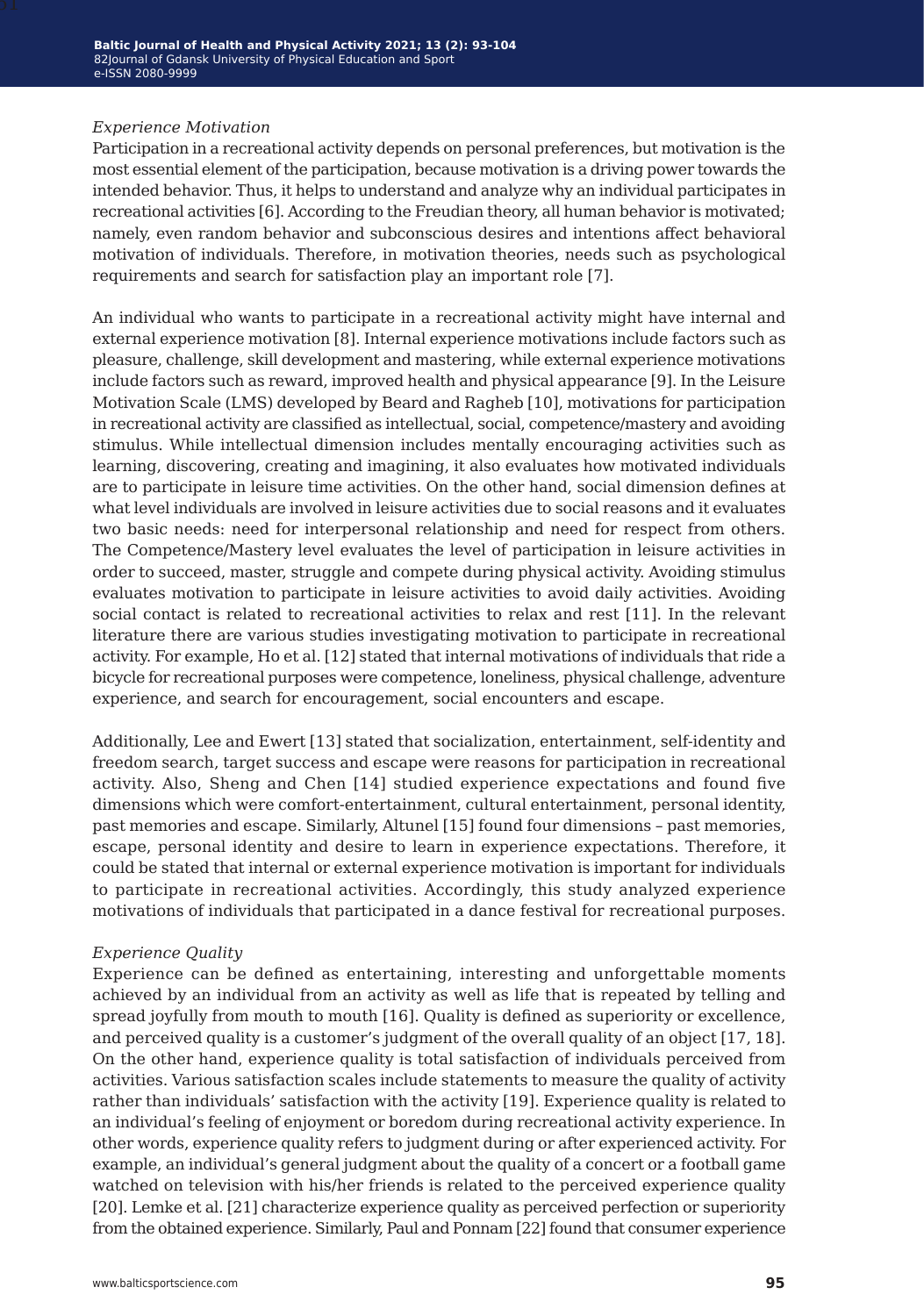### *Experience Motivation*

Participation in a recreational activity depends on personal preferences, but motivation is the most essential element of the participation, because motivation is a driving power towards the intended behavior. Thus, it helps to understand and analyze why an individual participates in recreational activities [6]. According to the Freudian theory, all human behavior is motivated; namely, even random behavior and subconscious desires and intentions affect behavioral motivation of individuals. Therefore, in motivation theories, needs such as psychological requirements and search for satisfaction play an important role [7].

An individual who wants to participate in a recreational activity might have internal and external experience motivation [8]. Internal experience motivations include factors such as pleasure, challenge, skill development and mastering, while external experience motivations include factors such as reward, improved health and physical appearance [9]. In the Leisure Motivation Scale (LMS) developed by Beard and Ragheb [10], motivations for participation in recreational activity are classified as intellectual, social, competence/mastery and avoiding stimulus. While intellectual dimension includes mentally encouraging activities such as learning, discovering, creating and imagining, it also evaluates how motivated individuals are to participate in leisure time activities. On the other hand, social dimension defines at what level individuals are involved in leisure activities due to social reasons and it evaluates two basic needs: need for interpersonal relationship and need for respect from others. The Competence/Mastery level evaluates the level of participation in leisure activities in order to succeed, master, struggle and compete during physical activity. Avoiding stimulus evaluates motivation to participate in leisure activities to avoid daily activities. Avoiding social contact is related to recreational activities to relax and rest [11]. In the relevant literature there are various studies investigating motivation to participate in recreational activity. For example, Ho et al. [12] stated that internal motivations of individuals that ride a bicycle for recreational purposes were competence, loneliness, physical challenge, adventure experience, and search for encouragement, social encounters and escape.

Additionally, Lee and Ewert [13] stated that socialization, entertainment, self-identity and freedom search, target success and escape were reasons for participation in recreational activity. Also, Sheng and Chen [14] studied experience expectations and found five dimensions which were comfort-entertainment, cultural entertainment, personal identity, past memories and escape. Similarly, Altunel [15] found four dimensions – past memories, escape, personal identity and desire to learn in experience expectations. Therefore, it could be stated that internal or external experience motivation is important for individuals to participate in recreational activities. Accordingly, this study analyzed experience motivations of individuals that participated in a dance festival for recreational purposes.

### *Experience Quality*

Experience can be defined as entertaining, interesting and unforgettable moments achieved by an individual from an activity as well as life that is repeated by telling and spread joyfully from mouth to mouth [16]. Quality is defined as superiority or excellence, and perceived quality is a customer's judgment of the overall quality of an object [17, 18]. On the other hand, experience quality is total satisfaction of individuals perceived from activities. Various satisfaction scales include statements to measure the quality of activity rather than individuals' satisfaction with the activity [19]. Experience quality is related to an individual's feeling of enjoyment or boredom during recreational activity experience. In other words, experience quality refers to judgment during or after experienced activity. For example, an individual's general judgment about the quality of a concert or a football game watched on television with his/her friends is related to the perceived experience quality [20]. Lemke et al. [21] characterize experience quality as perceived perfection or superiority from the obtained experience. Similarly, Paul and Ponnam [22] found that consumer experience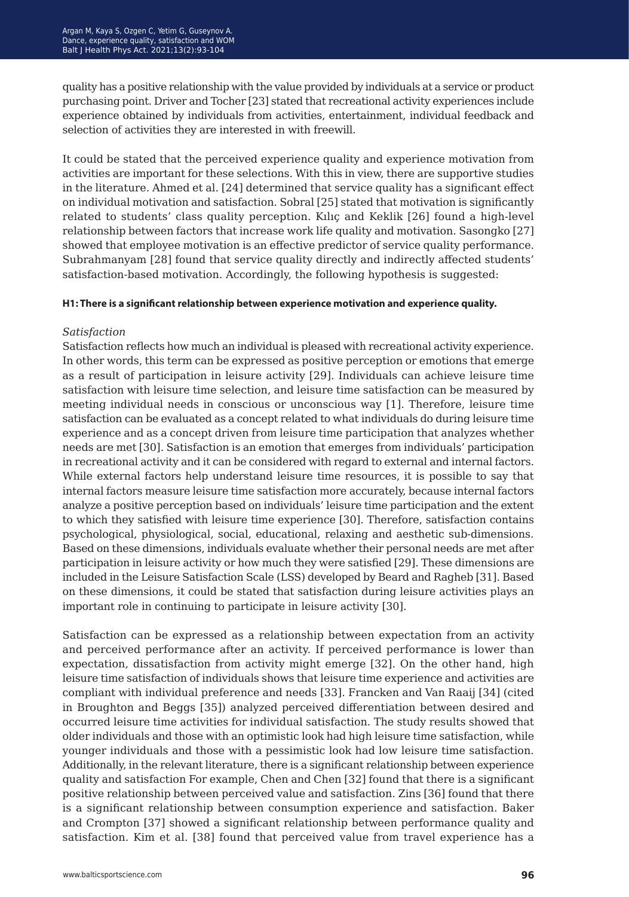quality has a positive relationship with the value provided by individuals at a service or product purchasing point. Driver and Tocher [23] stated that recreational activity experiences include experience obtained by individuals from activities, entertainment, individual feedback and selection of activities they are interested in with freewill.

It could be stated that the perceived experience quality and experience motivation from activities are important for these selections. With this in view, there are supportive studies in the literature. Ahmed et al. [24] determined that service quality has a significant effect on individual motivation and satisfaction. Sobral [25] stated that motivation is significantly related to students' class quality perception. Kılıç and Keklik [26] found a high-level relationship between factors that increase work life quality and motivation. Sasongko [27] showed that employee motivation is an effective predictor of service quality performance. Subrahmanyam [28] found that service quality directly and indirectly affected students' satisfaction-based motivation. Accordingly, the following hypothesis is suggested:

**H1: There is a significant relationship between experience motivation and experience quality.**

*Satisfaction*

Satisfaction reflects how much an individual is pleased with recreational activity experience. In other words, this term can be expressed as positive perception or emotions that emerge as a result of participation in leisure activity [29]. Individuals can achieve leisure time satisfaction with leisure time selection, and leisure time satisfaction can be measured by meeting individual needs in conscious or unconscious way [1]. Therefore, leisure time satisfaction can be evaluated as a concept related to what individuals do during leisure time experience and as a concept driven from leisure time participation that analyzes whether needs are met [30]. Satisfaction is an emotion that emerges from individuals' participation in recreational activity and it can be considered with regard to external and internal factors. While external factors help understand leisure time resources, it is possible to say that internal factors measure leisure time satisfaction more accurately, because internal factors analyze a positive perception based on individuals' leisure time participation and the extent to which they satisfied with leisure time experience [30]. Therefore, satisfaction contains psychological, physiological, social, educational, relaxing and aesthetic sub-dimensions. Based on these dimensions, individuals evaluate whether their personal needs are met after participation in leisure activity or how much they were satisfied [29]. These dimensions are included in the Leisure Satisfaction Scale (LSS) developed by Beard and Ragheb [31]. Based on these dimensions, it could be stated that satisfaction during leisure activities plays an important role in continuing to participate in leisure activity [30].

Satisfaction can be expressed as a relationship between expectation from an activity and perceived performance after an activity. If perceived performance is lower than expectation, dissatisfaction from activity might emerge [32]. On the other hand, high leisure time satisfaction of individuals shows that leisure time experience and activities are compliant with individual preference and needs [33]. Francken and Van Raaij [34] (cited in Broughton and Beggs [35]) analyzed perceived differentiation between desired and occurred leisure time activities for individual satisfaction. The study results showed that older individuals and those with an optimistic look had high leisure time satisfaction, while younger individuals and those with a pessimistic look had low leisure time satisfaction. Additionally, in the relevant literature, there is a significant relationship between experience quality and satisfaction For example, Chen and Chen [32] found that there is a significant positive relationship between perceived value and satisfaction. Zins [36] found that there is a significant relationship between consumption experience and satisfaction. Baker and Crompton [37] showed a significant relationship between performance quality and satisfaction. Kim et al. [38] found that perceived value from travel experience has a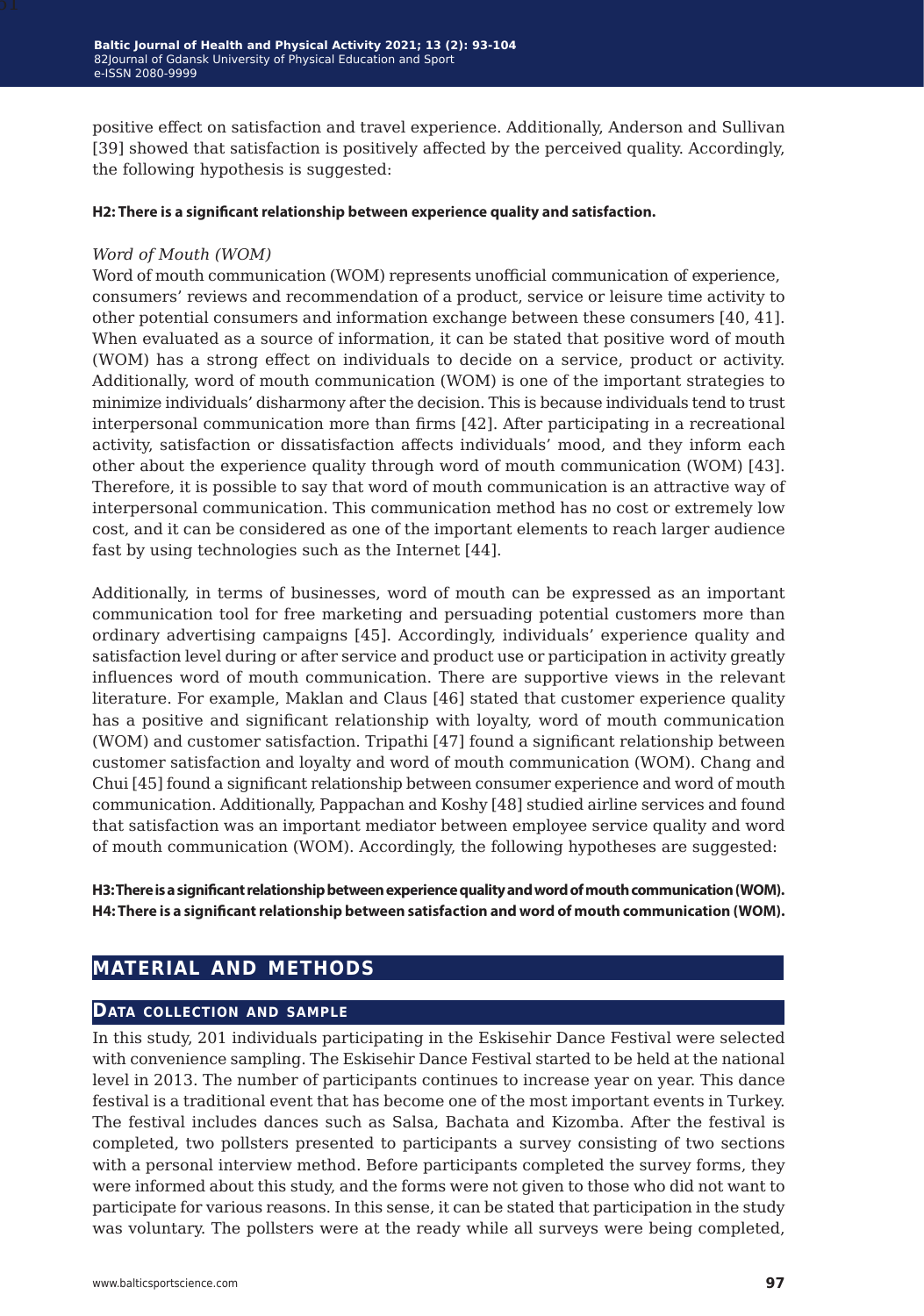positive effect on satisfaction and travel experience. Additionally, Anderson and Sullivan [39] showed that satisfaction is positively affected by the perceived quality. Accordingly, the following hypothesis is suggested:

**H2: There is a significant relationship between experience quality and satisfaction.**

*Word of Mouth (WOM)*

Word of mouth communication (WOM) represents unofficial communication of experience, consumers' reviews and recommendation of a product, service or leisure time activity to other potential consumers and information exchange between these consumers [40, 41]. When evaluated as a source of information, it can be stated that positive word of mouth (WOM) has a strong effect on individuals to decide on a service, product or activity. Additionally, word of mouth communication (WOM) is one of the important strategies to minimize individuals' disharmony after the decision. This is because individuals tend to trust interpersonal communication more than firms [42]. After participating in a recreational activity, satisfaction or dissatisfaction affects individuals' mood, and they inform each other about the experience quality through word of mouth communication (WOM) [43]. Therefore, it is possible to say that word of mouth communication is an attractive way of interpersonal communication. This communication method has no cost or extremely low cost, and it can be considered as one of the important elements to reach larger audience fast by using technologies such as the Internet [44].

Additionally, in terms of businesses, word of mouth can be expressed as an important communication tool for free marketing and persuading potential customers more than ordinary advertising campaigns [45]. Accordingly, individuals' experience quality and satisfaction level during or after service and product use or participation in activity greatly influences word of mouth communication. There are supportive views in the relevant literature. For example, Maklan and Claus [46] stated that customer experience quality has a positive and significant relationship with loyalty, word of mouth communication (WOM) and customer satisfaction. Tripathi [47] found a significant relationship between customer satisfaction and loyalty and word of mouth communication (WOM). Chang and Chui [45] found a significant relationship between consumer experience and word of mouth communication. Additionally, Pappachan and Koshy [48] studied airline services and found that satisfaction was an important mediator between employee service quality and word of mouth communication (WOM). Accordingly, the following hypotheses are suggested:

**H3: There is a significant relationship between experience quality and word of mouth communication (WOM).**
**H4: There is a significant relationship between satisfaction and word of mouth communication (WOM).**

## Material and Methods

### Data collection and sample

In this study, 201 individuals participating in the Eskisehir Dance Festival were selected with convenience sampling. The Eskisehir Dance Festival started to be held at the national level in 2013. The number of participants continues to increase year on year. This dance festival is a traditional event that has become one of the most important events in Turkey. The festival includes dances such as Salsa, Bachata and Kizomba. After the festival is completed, two pollsters presented to participants a survey consisting of two sections with a personal interview method. Before participants completed the survey forms, they were informed about this study, and the forms were not given to those who did not want to participate for various reasons. In this sense, it can be stated that participation in the study was voluntary. The pollsters were at the ready while all surveys were being completed,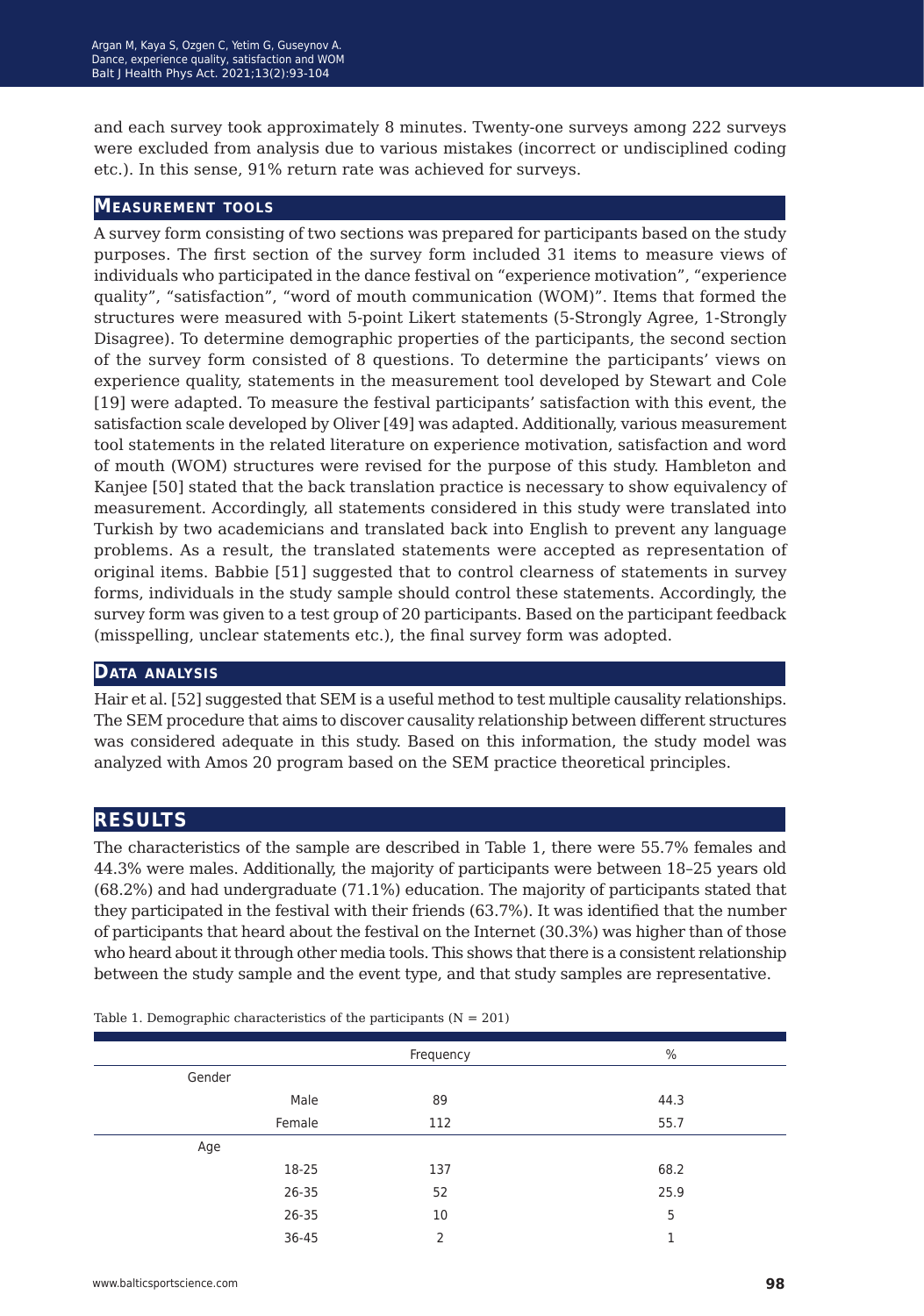and each survey took approximately 8 minutes. Twenty-one surveys among 222 surveys were excluded from analysis due to various mistakes (incorrect or undisciplined coding etc.). In this sense, 91% return rate was achieved for surveys.

### Measurement tools

A survey form consisting of two sections was prepared for participants based on the study purposes. The first section of the survey form included 31 items to measure views of individuals who participated in the dance festival on "experience motivation", "experience quality", "satisfaction", "word of mouth communication (WOM)". Items that formed the structures were measured with 5-point Likert statements (5-Strongly Agree, 1-Strongly Disagree). To determine demographic properties of the participants, the second section of the survey form consisted of 8 questions. To determine the participants' views on experience quality, statements in the measurement tool developed by Stewart and Cole [19] were adapted. To measure the festival participants' satisfaction with this event, the satisfaction scale developed by Oliver [49] was adapted. Additionally, various measurement tool statements in the related literature on experience motivation, satisfaction and word of mouth (WOM) structures were revised for the purpose of this study. Hambleton and Kanjee [50] stated that the back translation practice is necessary to show equivalency of measurement. Accordingly, all statements considered in this study were translated into Turkish by two academicians and translated back into English to prevent any language problems. As a result, the translated statements were accepted as representation of original items. Babbie [51] suggested that to control clearness of statements in survey forms, individuals in the study sample should control these statements. Accordingly, the survey form was given to a test group of 20 participants. Based on the participant feedback (misspelling, unclear statements etc.), the final survey form was adopted.

### Data analysis

Hair et al. [52] suggested that SEM is a useful method to test multiple causality relationships. The SEM procedure that aims to discover causality relationship between different structures was considered adequate in this study. Based on this information, the study model was analyzed with Amos 20 program based on the SEM practice theoretical principles.

## Results

The characteristics of the sample are described in Table 1, there were 55.7% females and 44.3% were males. Additionally, the majority of participants were between 18–25 years old (68.2%) and had undergraduate (71.1%) education. The majority of participants stated that they participated in the festival with their friends (63.7%). It was identified that the number of participants that heard about the festival on the Internet (30.3%) was higher than of those who heard about it through other media tools. This shows that there is a consistent relationship between the study sample and the event type, and that study samples are representative.

Table 1. Demographic characteristics of the participants (N = 201)

| | | Frequency | % |
|---|---|---|---|
| Gender | | | |
| | Male | 89 | 44.3 |
| | Female | 112 | 55.7 |
| Age | | | |
| | 18-25 | 137 | 68.2 |
| | 26-35 | 52 | 25.9 |
| | 26-35 | 10 | 5 |
| | 36-45 | 2 | 1 |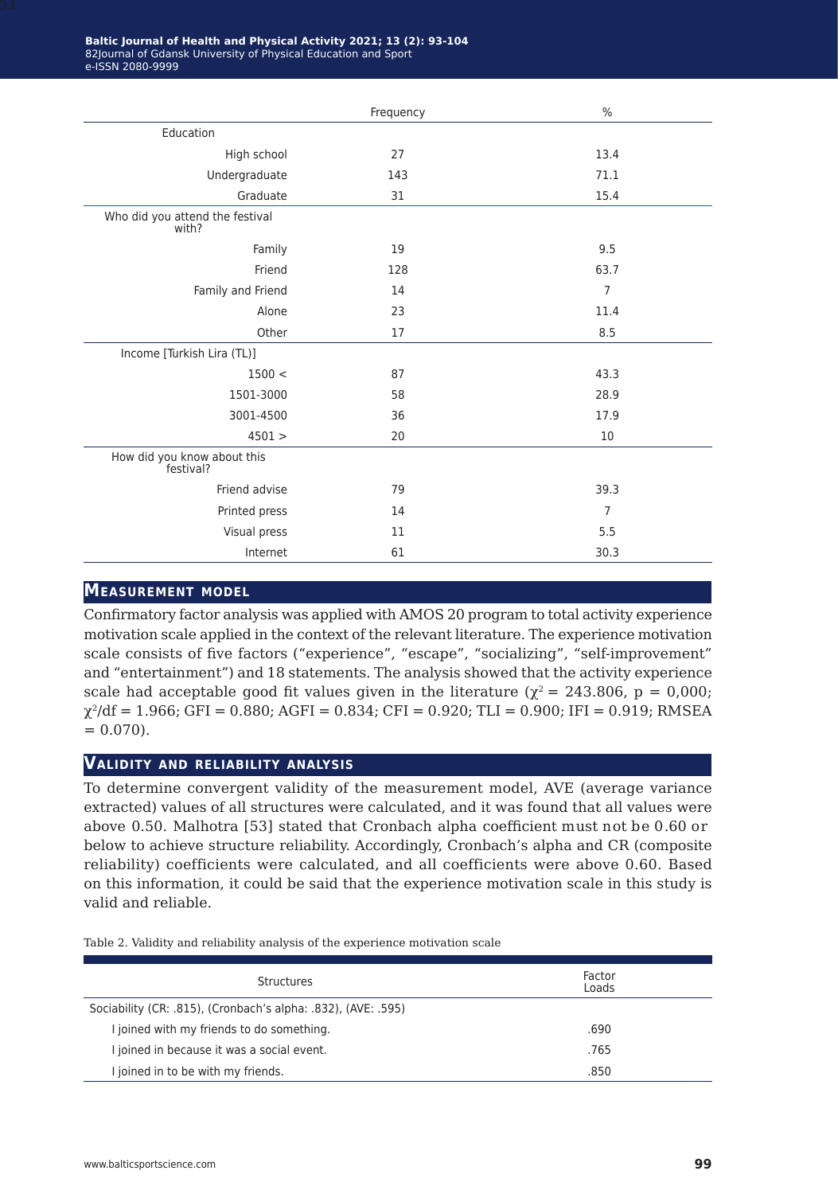| | Frequency | % |
|---|---|---|
| Education | | |
| High school | 27 | 13.4 |
| Undergraduate | 143 | 71.1 |
| Graduate | 31 | 15.4 |
| Who did you attend the festival with? | | |
| Family | 19 | 9.5 |
| Friend | 128 | 63.7 |
| Family and Friend | 14 | 7 |
| Alone | 23 | 11.4 |
| Other | 17 | 8.5 |
| Income [Turkish Lira (TL)] | | |
| 1500 < | 87 | 43.3 |
| 1501-3000 | 58 | 28.9 |
| 3001-4500 | 36 | 17.9 |
| 4501 > | 20 | 10 |
| How did you know about this festival? | | |
| Friend advise | 79 | 39.3 |
| Printed press | 14 | 7 |
| Visual press | 11 | 5.5 |
| Internet | 61 | 30.3 |

## Measurement model

Confirmatory factor analysis was applied with AMOS 20 program to total activity experience motivation scale applied in the context of the relevant literature. The experience motivation scale consists of five factors ("experience", "escape", "socializing", "self-improvement" and "entertainment") and 18 statements. The analysis showed that the activity experience scale had acceptable good fit values given in the literature ($\chi^2 = 243.806$, p = 0,000; $\chi^2/df = 1.966$; GFI = 0.880; AGFI = 0.834; CFI = 0.920; TLI = 0.900; IFI = 0.919; RMSEA = 0.070).

## Validity and reliability analysis

To determine convergent validity of the measurement model, AVE (average variance extracted) values of all structures were calculated, and it was found that all values were above 0.50. Malhotra [53] stated that Cronbach alpha coefficient must not be 0.60 or below to achieve structure reliability. Accordingly, Cronbach's alpha and CR (composite reliability) coefficients were calculated, and all coefficients were above 0.60. Based on this information, it could be said that the experience motivation scale in this study is valid and reliable.

Table 2. Validity and reliability analysis of the experience motivation scale

| Structures | Factor Loads |
|---|---|
| Sociability (CR: .815), (Cronbach's alpha: .832), (AVE: .595) | |
| I joined with my friends to do something. | .690 |
| I joined in because it was a social event. | .765 |
| I joined in to be with my friends. | .850 |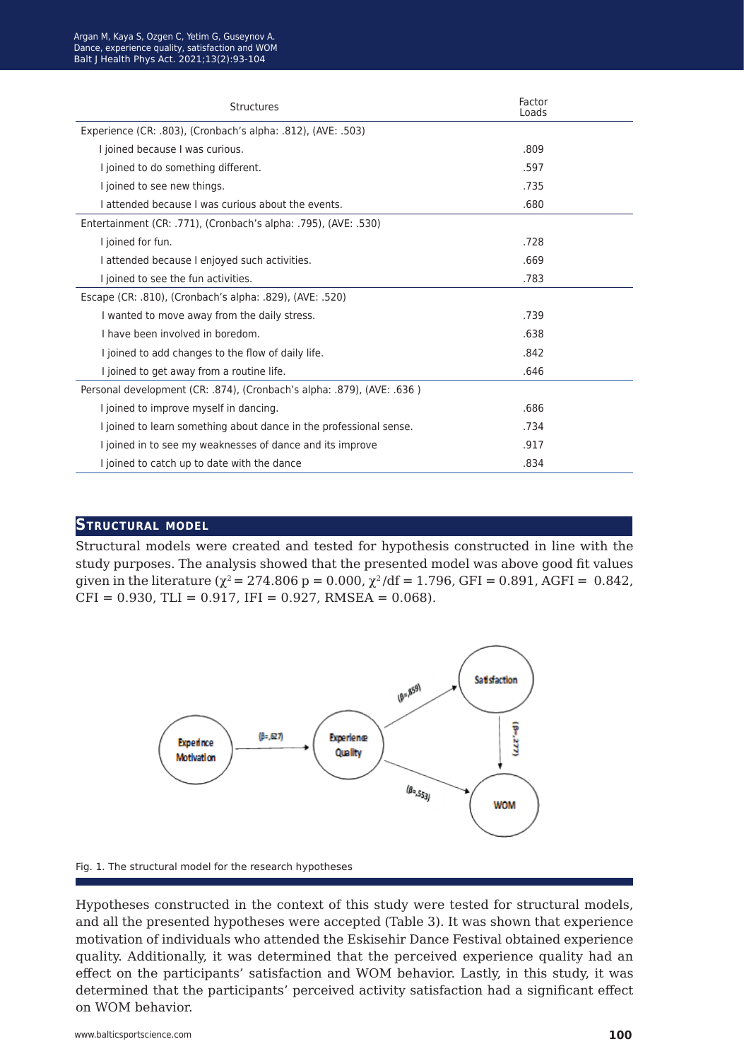| Structures | Factor Loads |
|---|---|
| Experience (CR: .803), (Cronbach's alpha: .812), (AVE: .503) | |
| I joined because I was curious. | .809 |
| I joined to do something different. | .597 |
| I joined to see new things. | .735 |
| I attended because I was curious about the events. | .680 |
| Entertainment (CR: .771), (Cronbach's alpha: .795), (AVE: .530) | |
| I joined for fun. | .728 |
| I attended because I enjoyed such activities. | .669 |
| I joined to see the fun activities. | .783 |
| Escape (CR: .810), (Cronbach's alpha: .829), (AVE: .520) | |
| I wanted to move away from the daily stress. | .739 |
| I have been involved in boredom. | .638 |
| I joined to add changes to the flow of daily life. | .842 |
| I joined to get away from a routine life. | .646 |
| Personal development (CR: .874), (Cronbach's alpha: .879), (AVE: .636 ) | |
| I joined to improve myself in dancing. | .686 |
| I joined to learn something about dance in the professional sense. | .734 |
| I joined in to see my weaknesses of dance and its improve | .917 |
| I joined to catch up to date with the dance | .834 |

## Structural model

Structural models were created and tested for hypothesis constructed in line with the study purposes. The analysis showed that the presented model was above good fit values given in the literature ($\chi^2 = 274.806$ $p = 0.000$, $\chi^2/df = 1.796$, GFI = 0.891, AGFI = 0.842, CFI = 0.930, TLI = 0.917, IFI = 0.927, RMSEA = 0.068).

Fig. 1. The structural model for the research hypotheses

Hypotheses constructed in the context of this study were tested for structural models, and all the presented hypotheses were accepted (Table 3). It was shown that experience motivation of individuals who attended the Eskisehir Dance Festival obtained experience quality. Additionally, it was determined that the perceived experience quality had an effect on the participants' satisfaction and WOM behavior. Lastly, in this study, it was determined that the participants' perceived activity satisfaction had a significant effect on WOM behavior.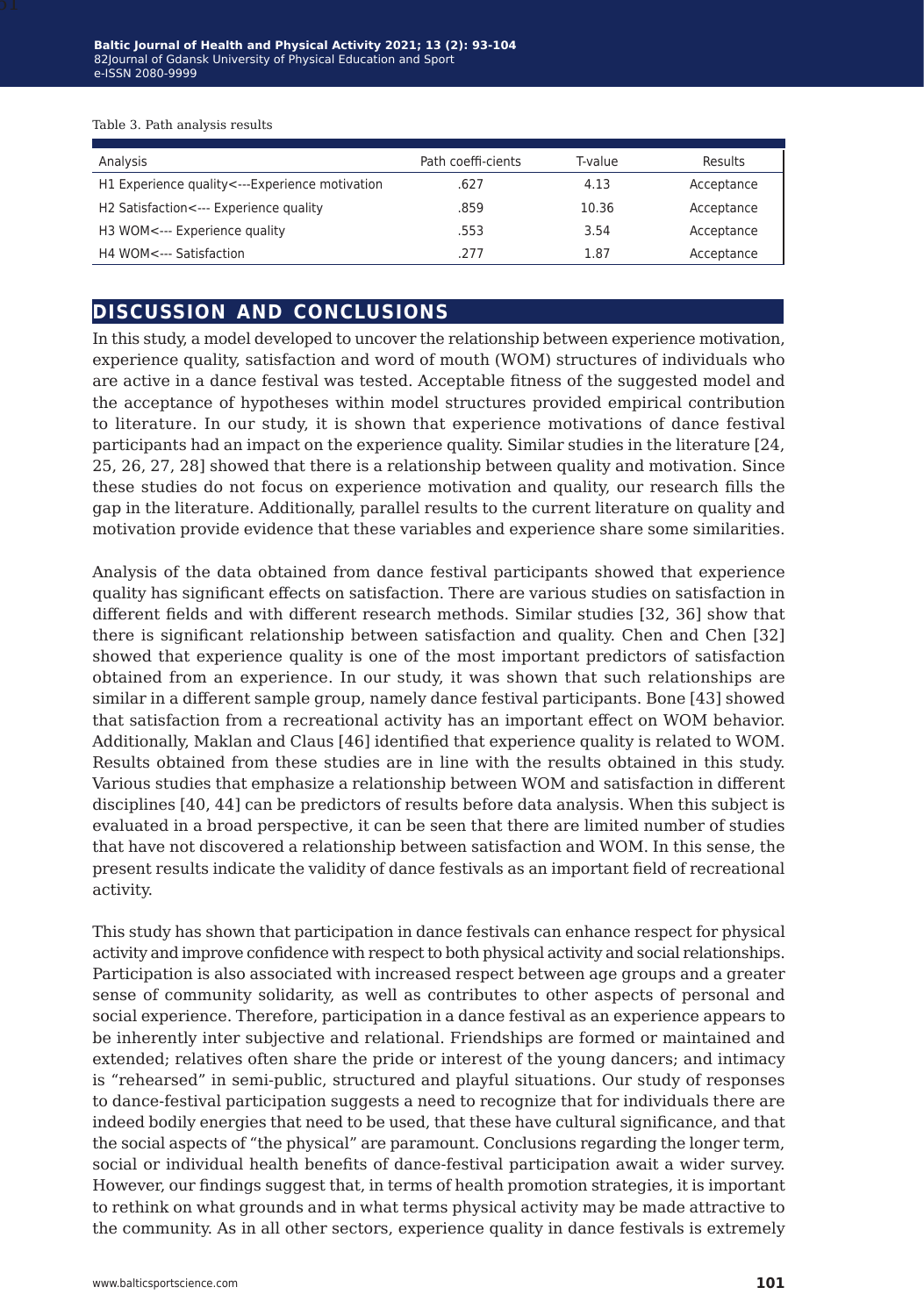Table 3. Path analysis results

| Analysis | Path coeffi-cients | T-value | Results |
|---|---|---|---|
| H1 Experience quality<---Experience motivation | .627 | 4.13 | Acceptance |
| H2 Satisfaction<--- Experience quality | .859 | 10.36 | Acceptance |
| H3 WOM<--- Experience quality | .553 | 3.54 | Acceptance |
| H4 WOM<--- Satisfaction | .277 | 1.87 | Acceptance |

## DISCUSSION AND CONCLUSIONS

In this study, a model developed to uncover the relationship between experience motivation, experience quality, satisfaction and word of mouth (WOM) structures of individuals who are active in a dance festival was tested. Acceptable fitness of the suggested model and the acceptance of hypotheses within model structures provided empirical contribution to literature. In our study, it is shown that experience motivations of dance festival participants had an impact on the experience quality. Similar studies in the literature [24, 25, 26, 27, 28] showed that there is a relationship between quality and motivation. Since these studies do not focus on experience motivation and quality, our research fills the gap in the literature. Additionally, parallel results to the current literature on quality and motivation provide evidence that these variables and experience share some similarities.

Analysis of the data obtained from dance festival participants showed that experience quality has significant effects on satisfaction. There are various studies on satisfaction in different fields and with different research methods. Similar studies [32, 36] show that there is significant relationship between satisfaction and quality. Chen and Chen [32] showed that experience quality is one of the most important predictors of satisfaction obtained from an experience. In our study, it was shown that such relationships are similar in a different sample group, namely dance festival participants. Bone [43] showed that satisfaction from a recreational activity has an important effect on WOM behavior. Additionally, Maklan and Claus [46] identified that experience quality is related to WOM. Results obtained from these studies are in line with the results obtained in this study. Various studies that emphasize a relationship between WOM and satisfaction in different disciplines [40, 44] can be predictors of results before data analysis. When this subject is evaluated in a broad perspective, it can be seen that there are limited number of studies that have not discovered a relationship between satisfaction and WOM. In this sense, the present results indicate the validity of dance festivals as an important field of recreational activity.

This study has shown that participation in dance festivals can enhance respect for physical activity and improve confidence with respect to both physical activity and social relationships. Participation is also associated with increased respect between age groups and a greater sense of community solidarity, as well as contributes to other aspects of personal and social experience. Therefore, participation in a dance festival as an experience appears to be inherently inter subjective and relational. Friendships are formed or maintained and extended; relatives often share the pride or interest of the young dancers; and intimacy is "rehearsed" in semi-public, structured and playful situations. Our study of responses to dance-festival participation suggests a need to recognize that for individuals there are indeed bodily energies that need to be used, that these have cultural significance, and that the social aspects of "the physical" are paramount. Conclusions regarding the longer term, social or individual health benefits of dance-festival participation await a wider survey. However, our findings suggest that, in terms of health promotion strategies, it is important to rethink on what grounds and in what terms physical activity may be made attractive to the community. As in all other sectors, experience quality in dance festivals is extremely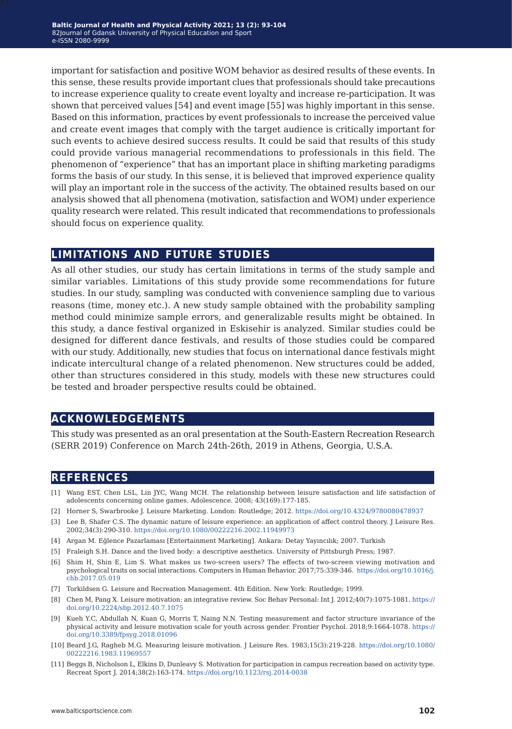important for satisfaction and positive WOM behavior as desired results of these events. In this sense, these results provide important clues that professionals should take precautions to increase experience quality to create event loyalty and increase re-participation. It was shown that perceived values [54] and event image [55] was highly important in this sense. Based on this information, practices by event professionals to increase the perceived value and create event images that comply with the target audience is critically important for such events to achieve desired success results. It could be said that results of this study could provide various managerial recommendations to professionals in this field. The phenomenon of "experience" that has an important place in shifting marketing paradigms forms the basis of our study. In this sense, it is believed that improved experience quality will play an important role in the success of the activity. The obtained results based on our analysis showed that all phenomena (motivation, satisfaction and WOM) under experience quality research were related. This result indicated that recommendations to professionals should focus on experience quality.

## LIMITATIONS AND FUTURE STUDIES

As all other studies, our study has certain limitations in terms of the study sample and similar variables. Limitations of this study provide some recommendations for future studies. In our study, sampling was conducted with convenience sampling due to various reasons (time, money etc.). A new study sample obtained with the probability sampling method could minimize sample errors, and generalizable results might be obtained. In this study, a dance festival organized in Eskisehir is analyzed. Similar studies could be designed for different dance festivals, and results of those studies could be compared with our study. Additionally, new studies that focus on international dance festivals might indicate intercultural change of a related phenomenon. New structures could be added, other than structures considered in this study, models with these new structures could be tested and broader perspective results could be obtained.

## ACKNOWLEDGEMENTS

This study was presented as an oral presentation at the South-Eastern Recreation Research (SERR 2019) Conference on March 24th-26th, 2019 in Athens, Georgia, U.S.A.

## REFERENCES

[1] Wang EST, Chen LSL, Lin JYC, Wang MCH. The relationship between leisure satisfaction and life satisfaction of adolescents concerning online games. Adolescence. 2008; 43(169):177-185.

[2] Horner S, Swarbrooke J. Leisure Marketing. London: Routledge; 2012. https://doi.org/10.4324/9780080478937

[3] Lee B, Shafer C.S. The dynamic nature of leisure experience: an application of affect control theory. J Leisure Res. 2002;34(3):290-310. https://doi.org/10.1080/00222216.2002.11949973

[4] Argan M. Eğlence Pazarlaması [Entertainment Marketing]. Ankara: Detay Yayıncılık; 2007. Turkish

[5] Fraleigh S.H. Dance and the lived body: a descriptive aesthetics. University of Pittsburgh Press; 1987.

[6] Shim H, Shin E, Lim S. What makes us two-screen users? The effects of two-screen viewing motivation and psychological traits on social interactions. Computers in Human Behavior. 2017;75:339-346. https://doi.org/10.1016/j.chb.2017.05.019

[7] Torkildsen G. Leisure and Recreation Management. 4th Edition. New York: Routledge; 1999.

[8] Chen M, Pang X. Leisure motivation: an integrative review. Soc Behav Personal: Int J. 2012;40(7):1075-1081. https://doi.org/10.2224/sbp.2012.40.7.1075

[9] Kueh Y.C, Abdullah N, Kuan G, Morris T, Naing N.N. Testing measurement and factor structure invariance of the physical activity and leisure motivation scale for youth across gender. Frontier Psychol. 2018;9:1664-1078. https://doi.org/10.3389/fpsyg.2018.01096

[10] Beard J.G, Ragheb M.G. Measuring leisure motivation. J Leisure Res. 1983;15(3):219-228. https://doi.org/10.1080/00222216.1983.11969557

[11] Beggs B, Nicholson L, Elkins D, Dunleavy S. Motivation for participation in campus recreation based on activity type. Recreat Sport J. 2014;38(2):163-174. https://doi.org/10.1123/rsj.2014-0038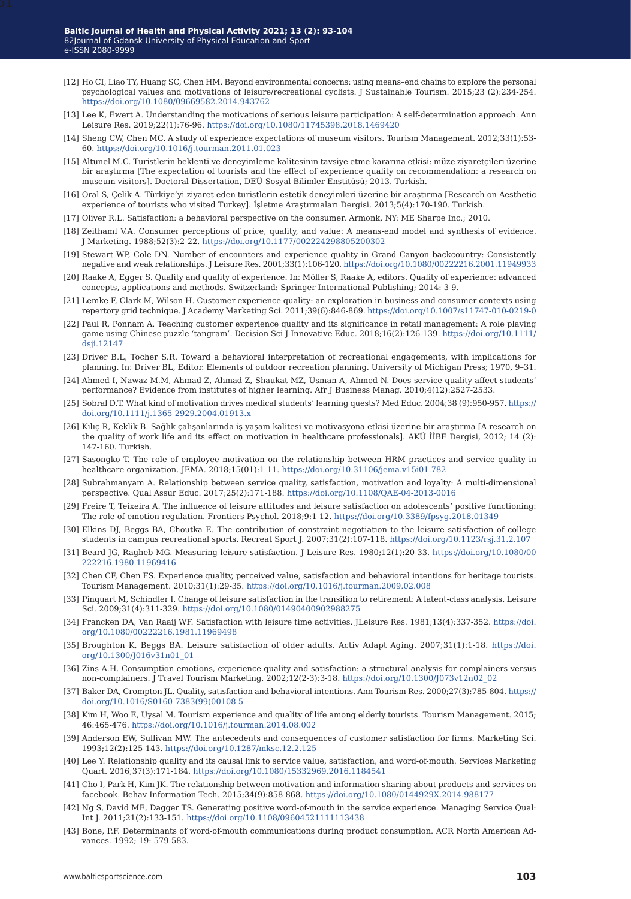[12] Ho CI, Liao TY, Huang SC, Chen HM. Beyond environmental concerns: using means–end chains to explore the personal psychological values and motivations of leisure/recreational cyclists. J Sustainable Tourism. 2015;23 (2):234-254. https://doi.org/10.1080/09669582.2014.943762

[13] Lee K, Ewert A. Understanding the motivations of serious leisure participation: A self-determination approach. Ann Leisure Res. 2019;22(1):76-96. https://doi.org/10.1080/11745398.2018.1469420

[14] Sheng CW, Chen MC. A study of experience expectations of museum visitors. Tourism Management. 2012;33(1):53-60. https://doi.org/10.1016/j.tourman.2011.01.023

[15] Altunel M.C. Turistlerin beklenti ve deneyimleme kalitesinin tavsiye etme kararına etkisi: müze ziyaretçileri üzerine bir araştırma [The expectation of tourists and the effect of experience quality on recommendation: a research on museum visitors]. Doctoral Dissertation, DEÜ Sosyal Bilimler Enstitüsü; 2013. Turkish.

[16] Oral S, Çelik A. Türkiye'yi ziyaret eden turistlerin estetik deneyimleri üzerine bir araştırma [Research on Aesthetic experience of tourists who visited Turkey]. İşletme Araştırmaları Dergisi. 2013;5(4):170-190. Turkish.

[17] Oliver R.L. Satisfaction: a behavioral perspective on the consumer. Armonk, NY: ME Sharpe Inc.; 2010.

[18] Zeithaml V.A. Consumer perceptions of price, quality, and value: A means-end model and synthesis of evidence. J Marketing. 1988;52(3):2-22. https://doi.org/10.1177/002224298805200302

[19] Stewart WP, Cole DN. Number of encounters and experience quality in Grand Canyon backcountry: Consistently negative and weak relationships. J Leisure Res. 2001;33(1):106-120. https://doi.org/10.1080/00222216.2001.11949933

[20] Raake A, Egger S. Quality and quality of experience. In: Möller S, Raake A, editors. Quality of experience: advanced concepts, applications and methods. Switzerland: Springer International Publishing; 2014: 3-9.

[21] Lemke F, Clark M, Wilson H. Customer experience quality: an exploration in business and consumer contexts using repertory grid technique. J Academy Marketing Sci. 2011;39(6):846-869. https://doi.org/10.1007/s11747-010-0219-0

[22] Paul R, Ponnam A. Teaching customer experience quality and its significance in retail management: A role playing game using Chinese puzzle 'tangram'. Decision Sci J Innovative Educ. 2018;16(2):126-139. https://doi.org/10.1111/dsji.12147

[23] Driver B.L, Tocher S.R. Toward a behavioral interpretation of recreational engagements, with implications for planning. In: Driver BL, Editor. Elements of outdoor recreation planning. University of Michigan Press; 1970, 9–31.

[24] Ahmed I, Nawaz M.M, Ahmad Z, Ahmad Z, Shaukat MZ, Usman A, Ahmed N. Does service quality affect students' performance? Evidence from institutes of higher learning. Afr J Business Manag. 2010;4(12):2527-2533.

[25] Sobral D.T. What kind of motivation drives medical students' learning quests? Med Educ. 2004;38 (9):950-957. https://doi.org/10.1111/j.1365-2929.2004.01913.x

[26] Kılıç R, Keklik B. Sağlık çalışanlarında iş yaşam kalitesi ve motivasyona etkisi üzerine bir araştırma [A research on the quality of work life and its effect on motivation in healthcare professionals]. AKÜ İİBF Dergisi, 2012; 14 (2): 147-160. Turkish.

[27] Sasongko T. The role of employee motivation on the relationship between HRM practices and service quality in healthcare organization. JEMA. 2018;15(01):1-11. https://doi.org/10.31106/jema.v15i01.782

[28] Subrahmanyam A. Relationship between service quality, satisfaction, motivation and loyalty: A multi-dimensional perspective. Qual Assur Educ. 2017;25(2):171-188. https://doi.org/10.1108/QAE-04-2013-0016

[29] Freire T, Teixeira A. The influence of leisure attitudes and leisure satisfaction on adolescents' positive functioning: The role of emotion regulation. Frontiers Psychol. 2018;9:1-12. https://doi.org/10.3389/fpsyg.2018.01349

[30] Elkins DJ, Beggs BA, Choutka E. The contribution of constraint negotiation to the leisure satisfaction of college students in campus recreational sports. Recreat Sport J. 2007;31(2):107-118. https://doi.org/10.1123/rsj.31.2.107

[31] Beard JG, Ragheb MG. Measuring leisure satisfaction. J Leisure Res. 1980;12(1):20-33. https://doi.org/10.1080/00222216.1980.11969416

[32] Chen CF, Chen FS. Experience quality, perceived value, satisfaction and behavioral intentions for heritage tourists. Tourism Management. 2010;31(1):29-35. https://doi.org/10.1016/j.tourman.2009.02.008

[33] Pinquart M, Schindler I. Change of leisure satisfaction in the transition to retirement: A latent-class analysis. Leisure Sci. 2009;31(4):311-329. https://doi.org/10.1080/01490400902988275

[34] Francken DA, Van Raaij WF. Satisfaction with leisure time activities. JLeisure Res. 1981;13(4):337-352. https://doi.org/10.1080/00222216.1981.11969498

[35] Broughton K, Beggs BA. Leisure satisfaction of older adults. Activ Adapt Aging. 2007;31(1):1-18. https://doi.org/10.1300/J016v31n01_01

[36] Zins A.H. Consumption emotions, experience quality and satisfaction: a structural analysis for complainers versus non-complainers. J Travel Tourism Marketing. 2002;12(2-3):3-18. https://doi.org/10.1300/J073v12n02_02

[37] Baker DA, Crompton JL. Quality, satisfaction and behavioral intentions. Ann Tourism Res. 2000;27(3):785-804. https://doi.org/10.1016/S0160-7383(99)00108-5

[38] Kim H, Woo E, Uysal M. Tourism experience and quality of life among elderly tourists. Tourism Management. 2015; 46:465-476. https://doi.org/10.1016/j.tourman.2014.08.002

[39] Anderson EW, Sullivan MW. The antecedents and consequences of customer satisfaction for firms. Marketing Sci. 1993;12(2):125-143. https://doi.org/10.1287/mksc.12.2.125

[40] Lee Y. Relationship quality and its causal link to service value, satisfaction, and word-of-mouth. Services Marketing Quart. 2016;37(3):171-184. https://doi.org/10.1080/15332969.2016.1184541

[41] Cho I, Park H, Kim JK. The relationship between motivation and information sharing about products and services on facebook. Behav Information Tech. 2015;34(9):858-868. https://doi.org/10.1080/0144929X.2014.988177

[42] Ng S, David ME, Dagger TS. Generating positive word-of-mouth in the service experience. Managing Service Qual: Int J. 2011;21(2):133-151. https://doi.org/10.1108/09604521111113438

[43] Bone, P.F. Determinants of word-of-mouth communications during product consumption. ACR North American Advances. 1992; 19: 579-583.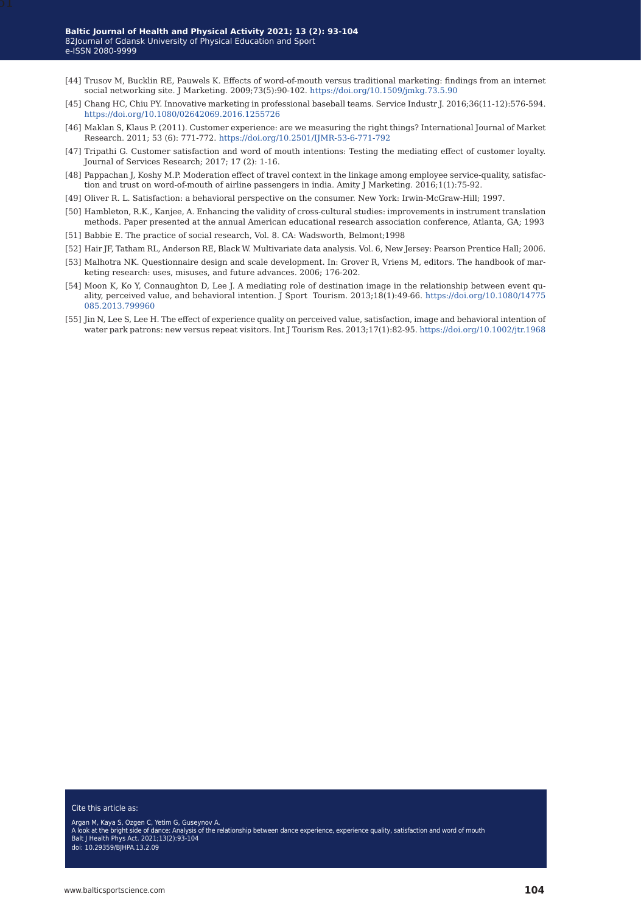[44] Trusov M, Bucklin RE, Pauwels K. Effects of word-of-mouth versus traditional marketing: findings from an internet social networking site. J Marketing. 2009;73(5):90-102. https://doi.org/10.1509/jmkg.73.5.90

[45] Chang HC, Chiu PY. Innovative marketing in professional baseball teams. Service Industr J. 2016;36(11-12):576-594. https://doi.org/10.1080/02642069.2016.1255726

[46] Maklan S, Klaus P. (2011). Customer experience: are we measuring the right things? International Journal of Market Research. 2011; 53 (6): 771-772. https://doi.org/10.2501/IJMR-53-6-771-792

[47] Tripathi G. Customer satisfaction and word of mouth intentions: Testing the mediating effect of customer loyalty. Journal of Services Research; 2017; 17 (2): 1-16.

[48] Pappachan J, Koshy M.P. Moderation effect of travel context in the linkage among employee service-quality, satisfaction and trust on word-of-mouth of airline passengers in india. Amity J Marketing. 2016;1(1):75-92.

[49] Oliver R. L. Satisfaction: a behavioral perspective on the consumer. New York: Irwin-McGraw-Hill; 1997.

[50] Hambleton, R.K., Kanjee, A. Enhancing the validity of cross-cultural studies: improvements in instrument translation methods. Paper presented at the annual American educational research association conference, Atlanta, GA; 1993

[51] Babbie E. The practice of social research, Vol. 8. CA: Wadsworth, Belmont;1998

[52] Hair JF, Tatham RL, Anderson RE, Black W. Multivariate data analysis. Vol. 6, New Jersey: Pearson Prentice Hall; 2006.

[53] Malhotra NK. Questionnaire design and scale development. In: Grover R, Vriens M, editors. The handbook of marketing research: uses, misuses, and future advances. 2006; 176-202.

[54] Moon K, Ko Y, Connaughton D, Lee J. A mediating role of destination image in the relationship between event quality, perceived value, and behavioral intention. J Sport Tourism. 2013;18(1):49-66. https://doi.org/10.1080/14775085.2013.799960

[55] Jin N, Lee S, Lee H. The effect of experience quality on perceived value, satisfaction, image and behavioral intention of water park patrons: new versus repeat visitors. Int J Tourism Res. 2013;17(1):82-95. https://doi.org/10.1002/jtr.1968

Cite this article as:

Argan M, Kaya S, Ozgen C, Yetim G, Guseynov A.
A look at the bright side of dance: Analysis of the relationship between dance experience, experience quality, satisfaction and word of mouth
Balt J Health Phys Act. 2021;13(2):93-104
doi: 10.29359/BJHPA.13.2.09